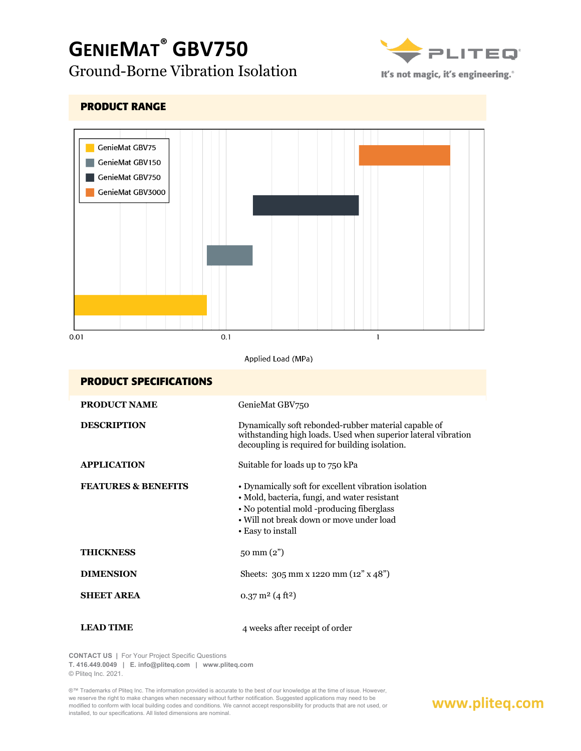# GenieMat® GBV750

Ground-Borne Vibration Isolation

It's not magic, it's engineering.®

## PRODUCT RANGE

GenieMat GBV75
GenieMat GBV150
GenieMat GBV750
GenieMat GBV3000

0.01 | 0.1 | 1

Applied Load (MPa)

## PRODUCT SPECIFICATIONS

| | |
|---|---|
| **PRODUCT NAME** | GenieMat GBV750 |
| **DESCRIPTION** | Dynamically soft rebonded-rubber material capable of withstanding high loads. Used when superior lateral vibration decoupling is required for building isolation. |
| **APPLICATION** | Suitable for loads up to 750 kPa |
| **FEATURES & BENEFITS** | • Dynamically soft for excellent vibration isolation<br>• Mold, bacteria, fungi, and water resistant<br>• No potential mold -producing fiberglass<br>• Will not break down or move under load<br>• Easy to install |
| **THICKNESS** | 50 mm (2") |
| **DIMENSION** | Sheets: 305 mm x 1220 mm (12" x 48") |
| **SHEET AREA** | 0.37 m² (4 ft²) |
| **LEAD TIME** | 4 weeks after receipt of order |

**CONTACT US** | For Your Project Specific Questions
**T. 416.449.0049** | **E. info@pliteq.com** | **www.pliteq.com**
© Pliteq Inc. 2021.

®™ Trademarks of Pliteq Inc. The information provided is accurate to the best of our knowledge at the time of issue. However, we reserve the right to make changes when necessary without further notification. Suggested applications may need to be modified to conform with local building codes and conditions. We cannot accept responsibility for products that are not used, or installed, to our specifications. All listed dimensions are nominal.

www.pliteq.com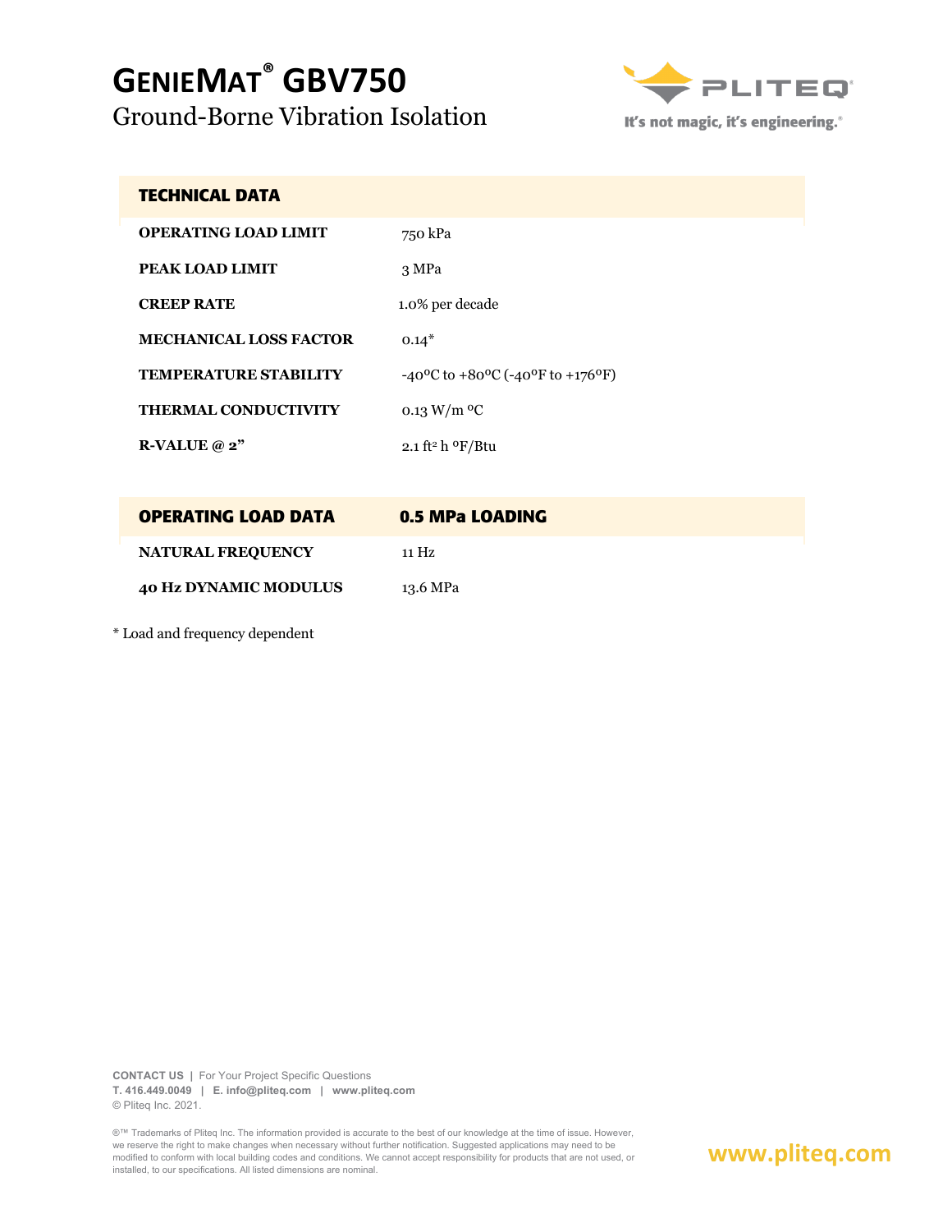# GENIEMAT® GBV750

## Ground-Borne Vibration Isolation

| TECHNICAL DATA | |
|---|---|
| OPERATING LOAD LIMIT | 750 kPa |
| PEAK LOAD LIMIT | 3 MPa |
| CREEP RATE | 1.0% per decade |
| MECHANICAL LOSS FACTOR | 0.14* |
| TEMPERATURE STABILITY | -40°C to +80°C (-40°F to +176°F) |
| THERMAL CONDUCTIVITY | 0.13 W/m °C |
| R-VALUE @ 2" | 2.1 ft² h °F/Btu |

| OPERATING LOAD DATA | 0.5 MPa LOADING |
|---|---|
| NATURAL FREQUENCY | 11 Hz |
| 40 Hz DYNAMIC MODULUS | 13.6 MPa |

* Load and frequency dependent

**CONTACT US** | For Your Project Specific Questions
**T. 416.449.0049** | **E. info@pliteq.com** | **www.pliteq.com**
© Pliteq Inc. 2021.

®™ Trademarks of Pliteq Inc. The information provided is accurate to the best of our knowledge at the time of issue. However, we reserve the right to make changes when necessary without further notification. Suggested applications may need to be modified to conform with local building codes and conditions. We cannot accept responsibility for products that are not used, or installed, to our specifications. All listed dimensions are nominal.

www.pliteq.com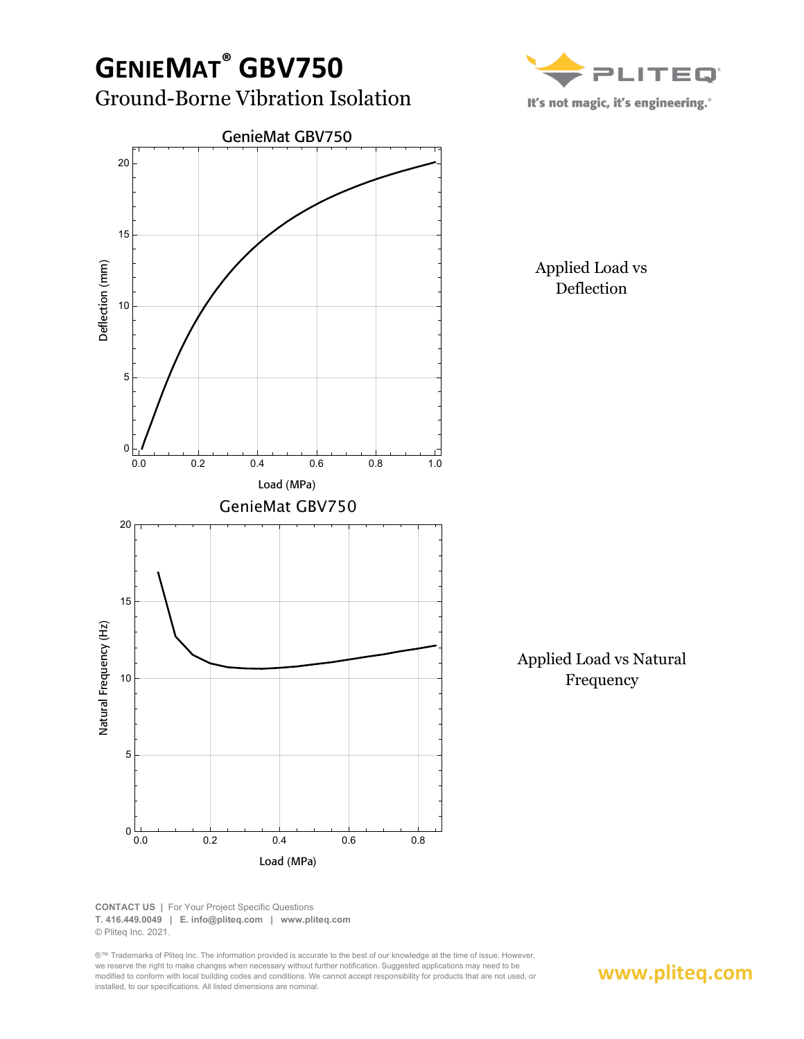# GenieMat® GBV750

## Ground-Borne Vibration Isolation

It's not magic, it's engineering.®

Applied Load vs Deflection

Applied Load vs Natural Frequency

**CONTACT US** | For Your Project Specific Questions
**T. 416.449.0049** | **E. info@pliteq.com** | **www.pliteq.com**
© Pliteq Inc. 2021.

®™ Trademarks of Pliteq Inc. The information provided is accurate to the best of our knowledge at the time of issue. However, we reserve the right to make changes when necessary without further notification. Suggested applications may need to be modified to conform with local building codes and conditions. We cannot accept responsibility for products that are not used, or installed, to our specifications. All listed dimensions are nominal.

**www.pliteq.com**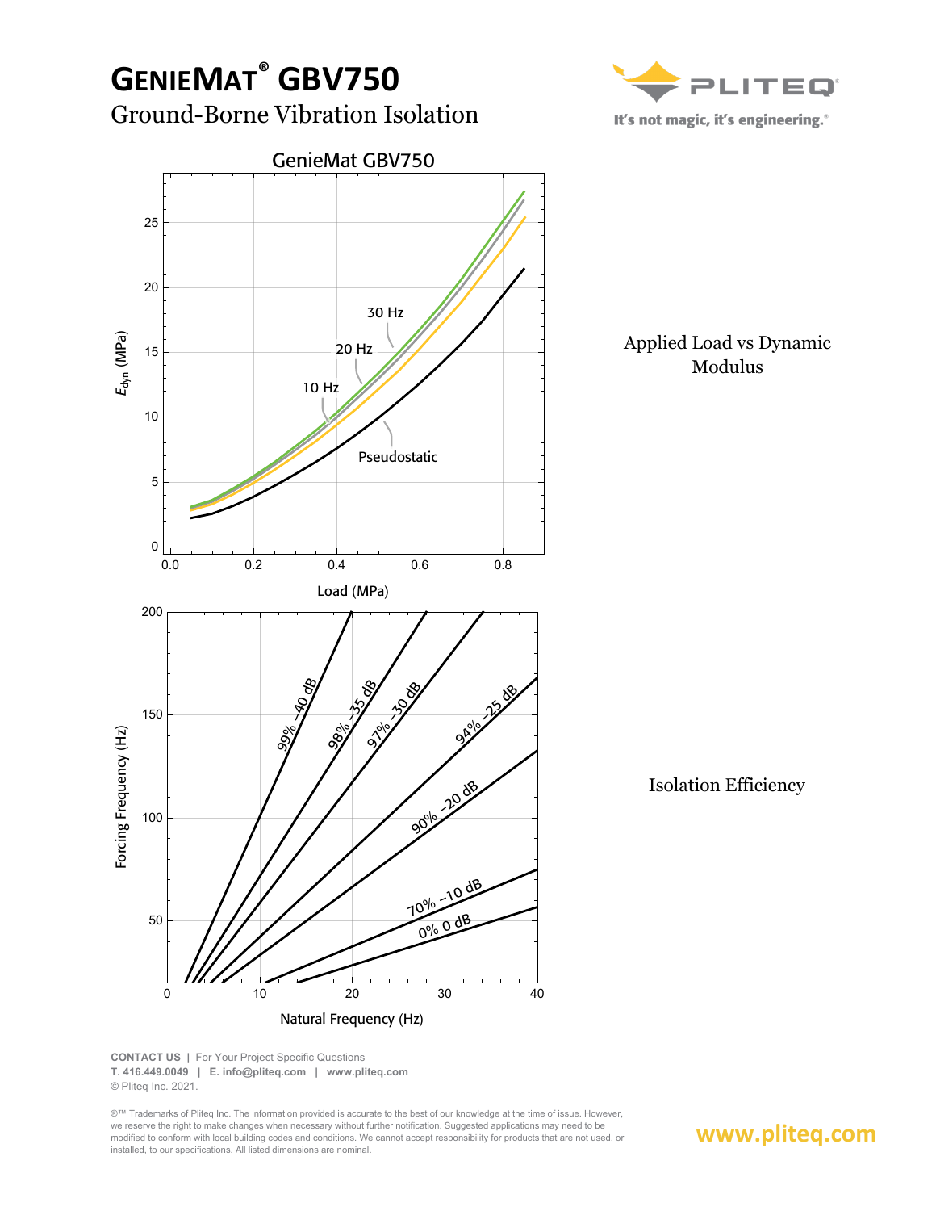# GENIEMAT® GBV750

## Ground-Borne Vibration Isolation

GenieMat GBV750

$E_{dyn}$ (MPa)

25

20

15

10

5

0

0.0

0.2

0.4

0.6

0.8

Load (MPa)

30 Hz

20 Hz

10 Hz

Pseudostatic

Applied Load vs Dynamic Modulus

Forcing Frequency (Hz)

200

150

100

50

0

10

20

30

40

Natural Frequency (Hz)

99% −40 dB

98% −35 dB

97% −30 dB

94% −25 dB

90% −20 dB

70% −10 dB

0% 0 dB

Isolation Efficiency

**CONTACT US** | For Your Project Specific Questions

**T. 416.449.0049** | **E. info@pliteq.com** | **www.pliteq.com**

© Pliteq Inc. 2021.

®™ Trademarks of Pliteq Inc. The information provided is accurate to the best of our knowledge at the time of issue. However, we reserve the right to make changes when necessary without further notification. Suggested applications may need to be modified to conform with local building codes and conditions. We cannot accept responsibility for products that are not used, or installed, to our specifications. All listed dimensions are nominal.

**www.pliteq.com**